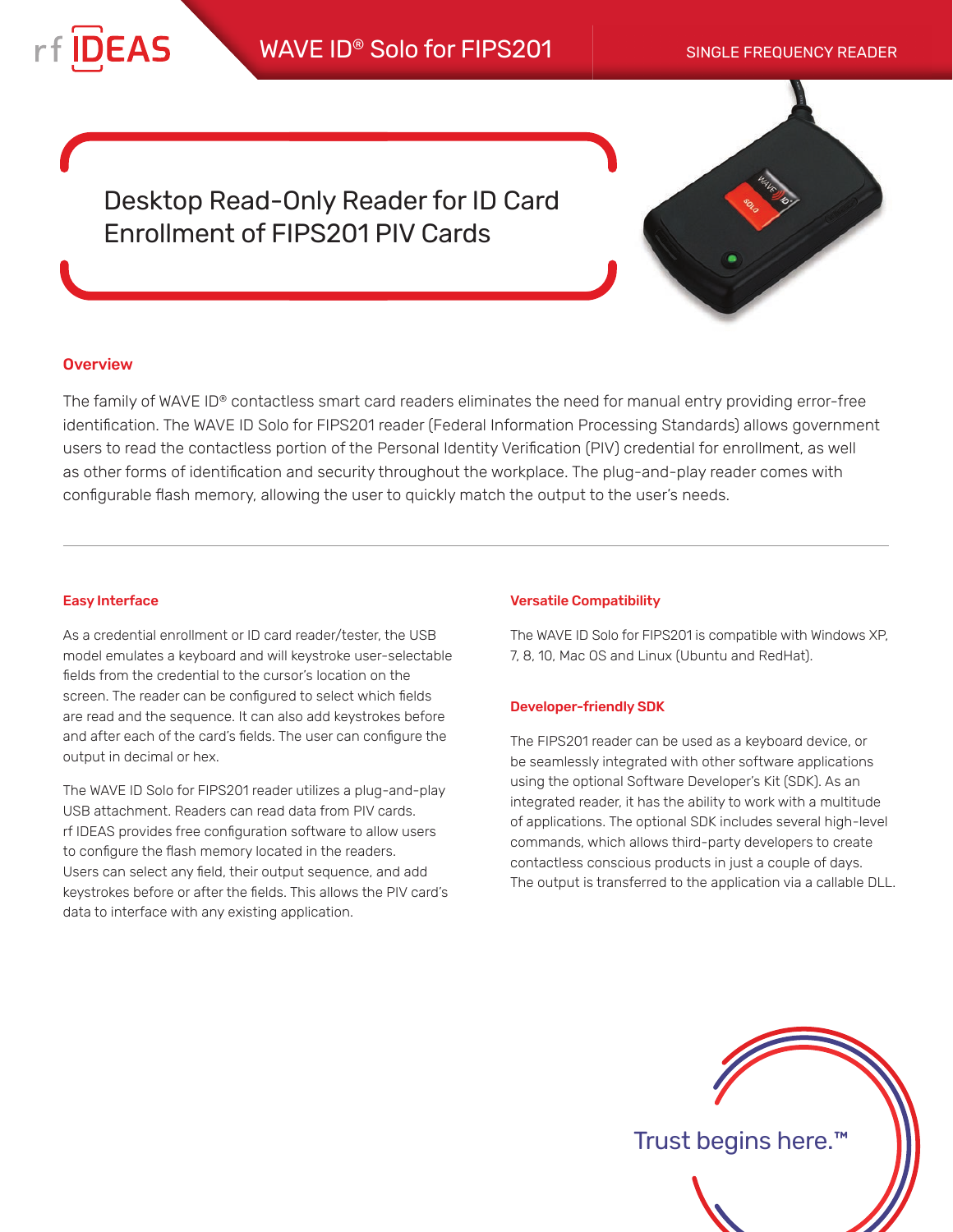# WAVE ID® Solo for FIPS201

SINGLE FREQUENCY READER

## Desktop Read-Only Reader for ID Card Enrollment of FIPS201 PIV Cards

### Overview

The family of WAVE ID® contactless smart card readers eliminates the need for manual entry providing error-free identification. The WAVE ID Solo for FIPS201 reader (Federal Information Processing Standards) allows government users to read the contactless portion of the Personal Identity Verification (PIV) credential for enrollment, as well as other forms of identification and security throughout the workplace. The plug-and-play reader comes with configurable flash memory, allowing the user to quickly match the output to the user's needs.

### Easy Interface

As a credential enrollment or ID card reader/tester, the USB model emulates a keyboard and will keystroke user-selectable fields from the credential to the cursor's location on the screen. The reader can be configured to select which fields are read and the sequence. It can also add keystrokes before and after each of the card's fields. The user can configure the output in decimal or hex.

The WAVE ID Solo for FIPS201 reader utilizes a plug-and-play USB attachment. Readers can read data from PIV cards. rf IDEAS provides free configuration software to allow users to configure the flash memory located in the readers. Users can select any field, their output sequence, and add keystrokes before or after the fields. This allows the PIV card's data to interface with any existing application.

### Versatile Compatibility

The WAVE ID Solo for FIPS201 is compatible with Windows XP, 7, 8, 10, Mac OS and Linux (Ubuntu and RedHat).

### Developer-friendly SDK

The FIPS201 reader can be used as a keyboard device, or be seamlessly integrated with other software applications using the optional Software Developer's Kit (SDK). As an integrated reader, it has the ability to work with a multitude of applications. The optional SDK includes several high-level commands, which allows third-party developers to create contactless conscious products in just a couple of days. The output is transferred to the application via a callable DLL.

Trust begins here.™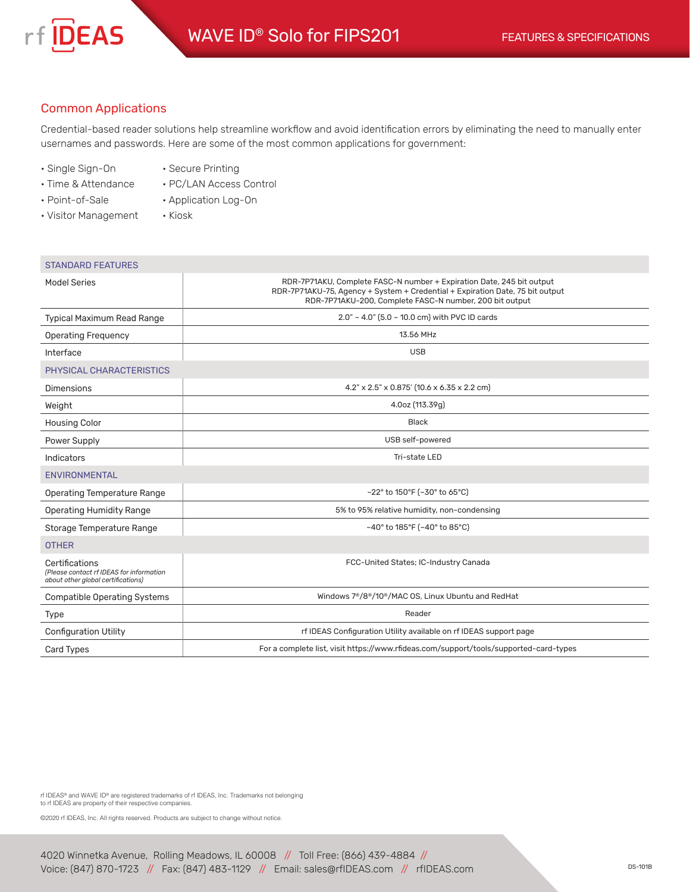## Common Applications

Credential-based reader solutions help streamline workflow and avoid identification errors by eliminating the need to manually enter usernames and passwords. Here are some of the most common applications for government:

- Single Sign-On
- Time & Attendance
- Point-of-Sale
- Visitor Management
- Secure Printing
- PC/LAN Access Control
- Application Log-On
- Kiosk

| | |
|---|---|
| **STANDARD FEATURES** | |
| Model Series | RDR-7P71AKU, Complete FASC-N number + Expiration Date, 245 bit output<br>RDR-7P71AKU-75, Agency + System + Credential + Expiration Date, 75 bit output<br>RDR-7P71AKU-200, Complete FASC-N number, 200 bit output |
| Typical Maximum Read Range | 2.0" – 4.0" (5.0 – 10.0 cm) with PVC ID cards |
| Operating Frequency | 13.56 MHz |
| Interface | USB |
| **PHYSICAL CHARACTERISTICS** | |
| Dimensions | 4.2" x 2.5" x 0.875' (10.6 x 6.35 x 2.2 cm) |
| Weight | 4.0oz (113.39g) |
| Housing Color | Black |
| Power Supply | USB self-powered |
| Indicators | Tri-state LED |
| **ENVIRONMENTAL** | |
| Operating Temperature Range | –22° to 150°F (–30° to 65°C) |
| Operating Humidity Range | 5% to 95% relative humidity, non-condensing |
| Storage Temperature Range | –40° to 185°F (–40° to 85°C) |
| **OTHER** | |
| Certifications<br>*(Please contact rf IDEAS for information about other global certifications)* | FCC-United States; IC-Industry Canada |
| Compatible Operating Systems | Windows 7®/8®/10®/MAC OS, Linux Ubuntu and RedHat |
| Type | Reader |
| Configuration Utility | rf IDEAS Configuration Utility available on rf IDEAS support page |
| Card Types | For a complete list, visit https://www.rfideas.com/support/tools/supported-card-types |

rf IDEAS® and WAVE ID® are registered trademarks of rf IDEAS, Inc. Trademarks not belonging to rf IDEAS are property of their respective companies.

©2020 rf IDEAS, Inc. All rights reserved. Products are subject to change without notice.

4020 Winnetka Avenue, Rolling Meadows, IL 60008 // Toll Free: (866) 439-4884 //
Voice: (847) 870-1723 // Fax: (847) 483-1129 // Email: sales@rfIDEAS.com // rfIDEAS.com

DS-101B